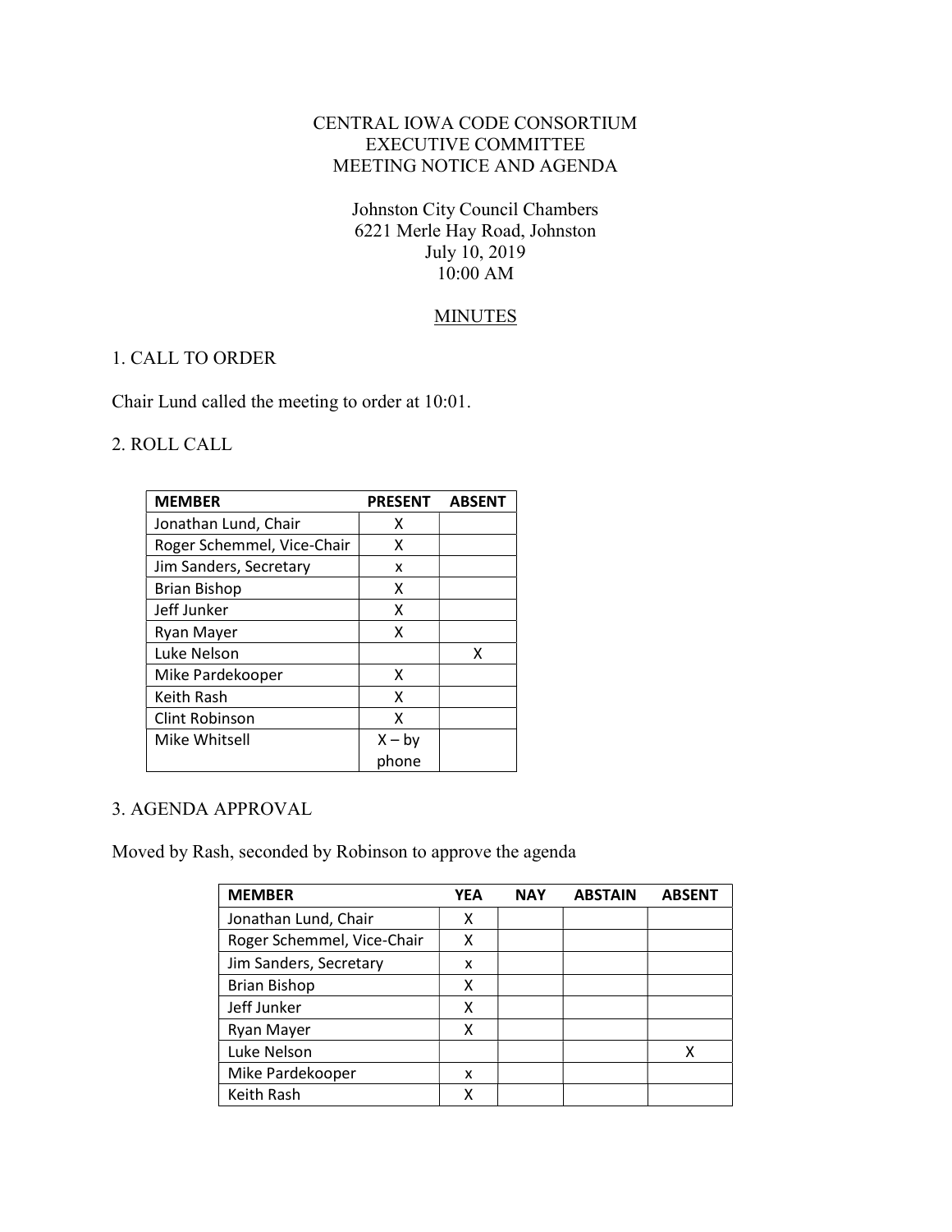CENTRAL IOWA CODE CONSORTIUM
EXECUTIVE COMMITTEE
MEETING NOTICE AND AGENDA

Johnston City Council Chambers
6221 Merle Hay Road, Johnston
July 10, 2019
10:00 AM

MINUTES

## 1. CALL TO ORDER

Chair Lund called the meeting to order at 10:01.

## 2. ROLL CALL

| MEMBER | PRESENT | ABSENT |
|---|---|---|
| Jonathan Lund, Chair | X | |
| Roger Schemmel, Vice-Chair | X | |
| Jim Sanders, Secretary | x | |
| Brian Bishop | X | |
| Jeff Junker | X | |
| Ryan Mayer | X | |
| Luke Nelson | | X |
| Mike Pardekooper | X | |
| Keith Rash | X | |
| Clint Robinson | X | |
| Mike Whitsell | X – by phone | |

## 3. AGENDA APPROVAL

Moved by Rash, seconded by Robinson to approve the agenda

| MEMBER | YEA | NAY | ABSTAIN | ABSENT |
|---|---|---|---|---|
| Jonathan Lund, Chair | X | | | |
| Roger Schemmel, Vice-Chair | X | | | |
| Jim Sanders, Secretary | x | | | |
| Brian Bishop | X | | | |
| Jeff Junker | X | | | |
| Ryan Mayer | X | | | |
| Luke Nelson | | | | X |
| Mike Pardekooper | x | | | |
| Keith Rash | X | | | |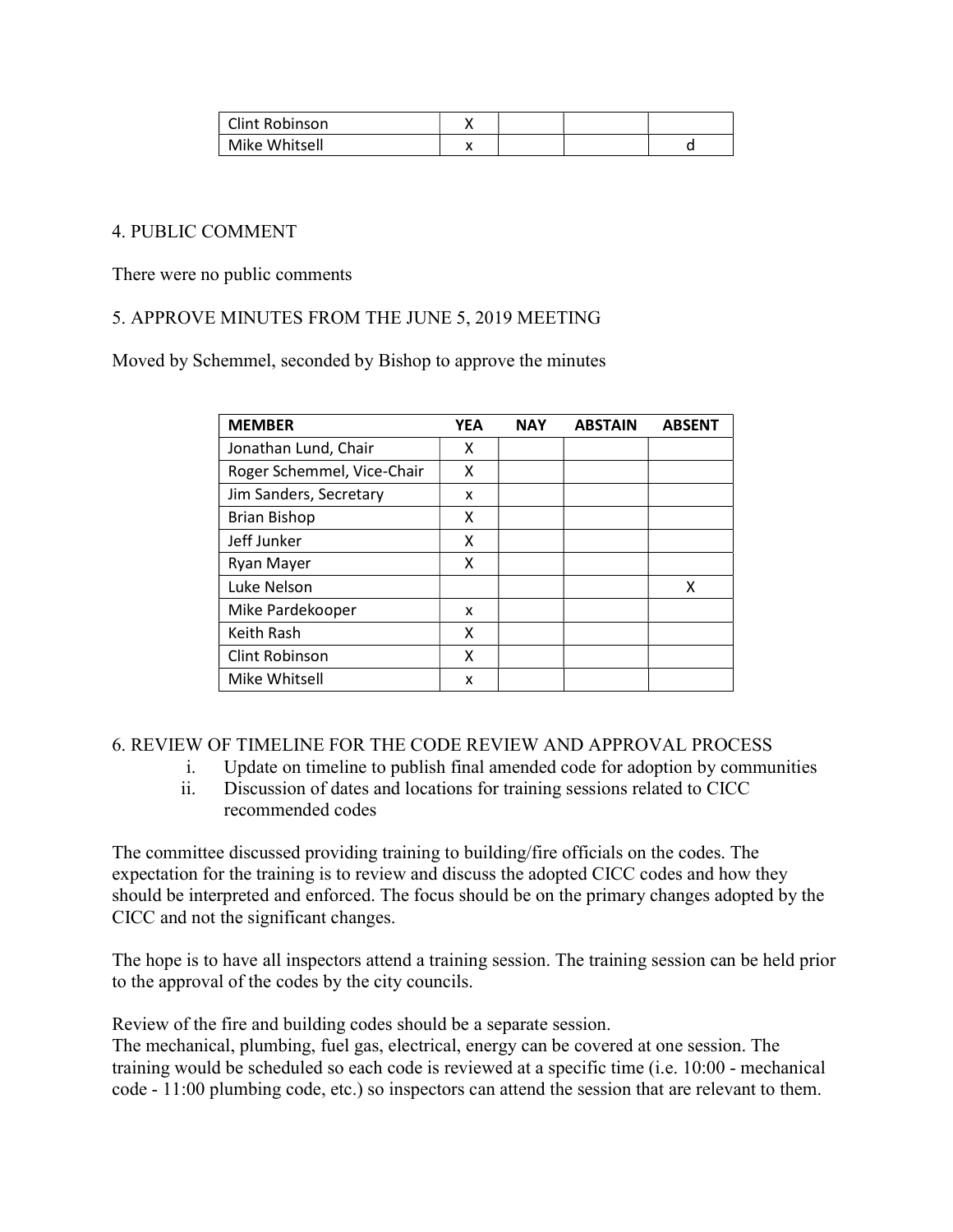| | | | | |
|---|---|---|---|---|
| Clint Robinson | X | | | |
| Mike Whitsell | x | | | d |

4. PUBLIC COMMENT

There were no public comments

5. APPROVE MINUTES FROM THE JUNE 5, 2019 MEETING

Moved by Schemmel, seconded by Bishop to approve the minutes

| MEMBER | YEA | NAY | ABSTAIN | ABSENT |
|---|---|---|---|---|
| Jonathan Lund, Chair | X | | | |
| Roger Schemmel, Vice-Chair | X | | | |
| Jim Sanders, Secretary | x | | | |
| Brian Bishop | X | | | |
| Jeff Junker | X | | | |
| Ryan Mayer | X | | | |
| Luke Nelson | | | | X |
| Mike Pardekooper | x | | | |
| Keith Rash | X | | | |
| Clint Robinson | X | | | |
| Mike Whitsell | x | | | |

6. REVIEW OF TIMELINE FOR THE CODE REVIEW AND APPROVAL PROCESS

i. Update on timeline to publish final amended code for adoption by communities
ii. Discussion of dates and locations for training sessions related to CICC recommended codes

The committee discussed providing training to building/fire officials on the codes. The expectation for the training is to review and discuss the adopted CICC codes and how they should be interpreted and enforced. The focus should be on the primary changes adopted by the CICC and not the significant changes.

The hope is to have all inspectors attend a training session. The training session can be held prior to the approval of the codes by the city councils.

Review of the fire and building codes should be a separate session.
The mechanical, plumbing, fuel gas, electrical, energy can be covered at one session. The training would be scheduled so each code is reviewed at a specific time (i.e. 10:00 - mechanical code - 11:00 plumbing code, etc.) so inspectors can attend the session that are relevant to them.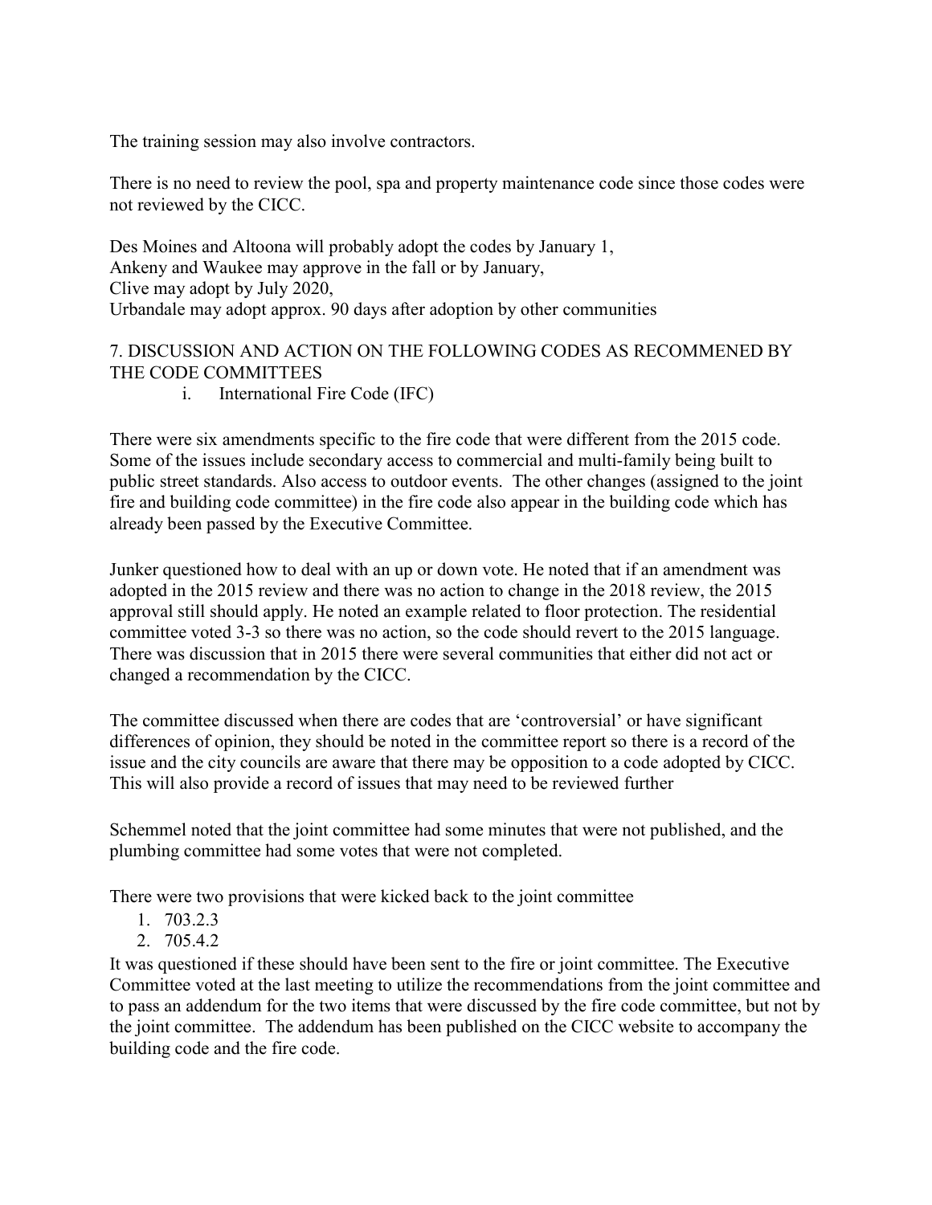The training session may also involve contractors.

There is no need to review the pool, spa and property maintenance code since those codes were not reviewed by the CICC.

Des Moines and Altoona will probably adopt the codes by January 1,
Ankeny and Waukee may approve in the fall or by January,
Clive may adopt by July 2020,
Urbandale may adopt approx. 90 days after adoption by other communities

7. DISCUSSION AND ACTION ON THE FOLLOWING CODES AS RECOMMENED BY THE CODE COMMITTEES

   i. International Fire Code (IFC)

There were six amendments specific to the fire code that were different from the 2015 code. Some of the issues include secondary access to commercial and multi-family being built to public street standards. Also access to outdoor events. The other changes (assigned to the joint fire and building code committee) in the fire code also appear in the building code which has already been passed by the Executive Committee.

Junker questioned how to deal with an up or down vote. He noted that if an amendment was adopted in the 2015 review and there was no action to change in the 2018 review, the 2015 approval still should apply. He noted an example related to floor protection. The residential committee voted 3-3 so there was no action, so the code should revert to the 2015 language. There was discussion that in 2015 there were several communities that either did not act or changed a recommendation by the CICC.

The committee discussed when there are codes that are 'controversial' or have significant differences of opinion, they should be noted in the committee report so there is a record of the issue and the city councils are aware that there may be opposition to a code adopted by CICC. This will also provide a record of issues that may need to be reviewed further

Schemmel noted that the joint committee had some minutes that were not published, and the plumbing committee had some votes that were not completed.

There were two provisions that were kicked back to the joint committee

1. 703.2.3
2. 705.4.2

It was questioned if these should have been sent to the fire or joint committee. The Executive Committee voted at the last meeting to utilize the recommendations from the joint committee and to pass an addendum for the two items that were discussed by the fire code committee, but not by the joint committee. The addendum has been published on the CICC website to accompany the building code and the fire code.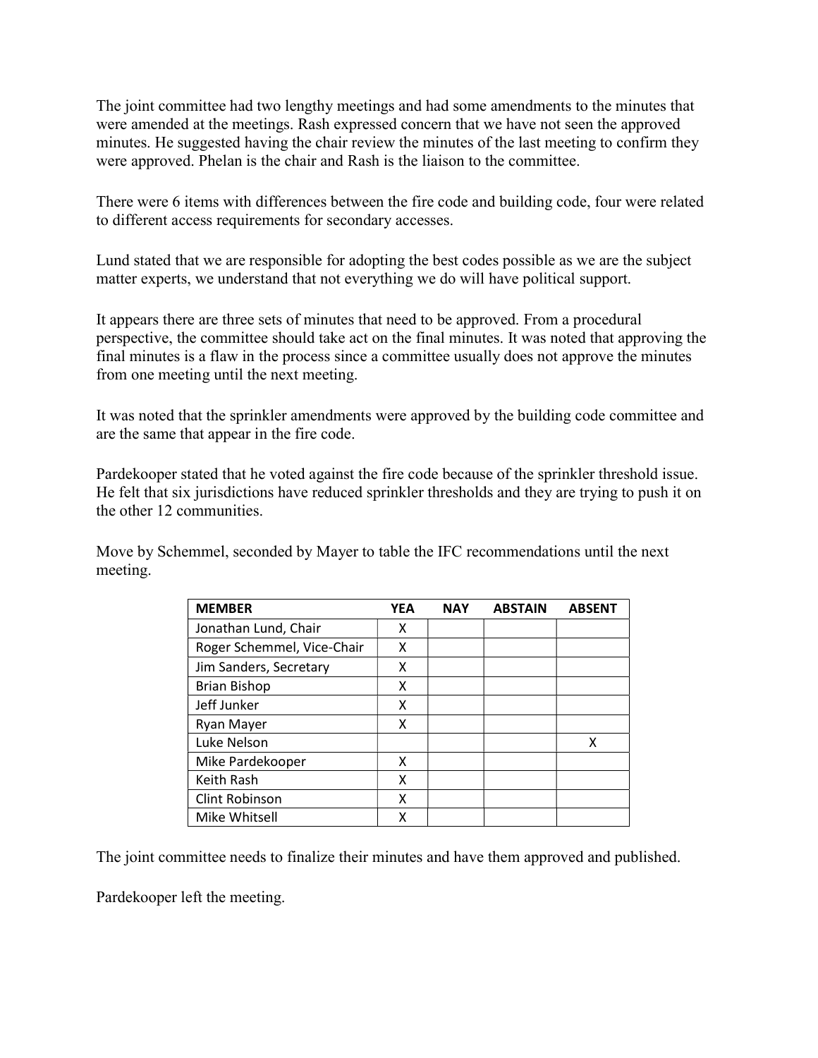The joint committee had two lengthy meetings and had some amendments to the minutes that were amended at the meetings. Rash expressed concern that we have not seen the approved minutes. He suggested having the chair review the minutes of the last meeting to confirm they were approved. Phelan is the chair and Rash is the liaison to the committee.

There were 6 items with differences between the fire code and building code, four were related to different access requirements for secondary accesses.

Lund stated that we are responsible for adopting the best codes possible as we are the subject matter experts, we understand that not everything we do will have political support.

It appears there are three sets of minutes that need to be approved. From a procedural perspective, the committee should take act on the final minutes. It was noted that approving the final minutes is a flaw in the process since a committee usually does not approve the minutes from one meeting until the next meeting.

It was noted that the sprinkler amendments were approved by the building code committee and are the same that appear in the fire code.

Pardekooper stated that he voted against the fire code because of the sprinkler threshold issue. He felt that six jurisdictions have reduced sprinkler thresholds and they are trying to push it on the other 12 communities.

Move by Schemmel, seconded by Mayer to table the IFC recommendations until the next meeting.

| MEMBER | YEA | NAY | ABSTAIN | ABSENT |
|---|---|---|---|---|
| Jonathan Lund, Chair | X | | | |
| Roger Schemmel, Vice-Chair | X | | | |
| Jim Sanders, Secretary | X | | | |
| Brian Bishop | X | | | |
| Jeff Junker | X | | | |
| Ryan Mayer | X | | | |
| Luke Nelson | | | | X |
| Mike Pardekooper | X | | | |
| Keith Rash | X | | | |
| Clint Robinson | X | | | |
| Mike Whitsell | X | | | |

The joint committee needs to finalize their minutes and have them approved and published.

Pardekooper left the meeting.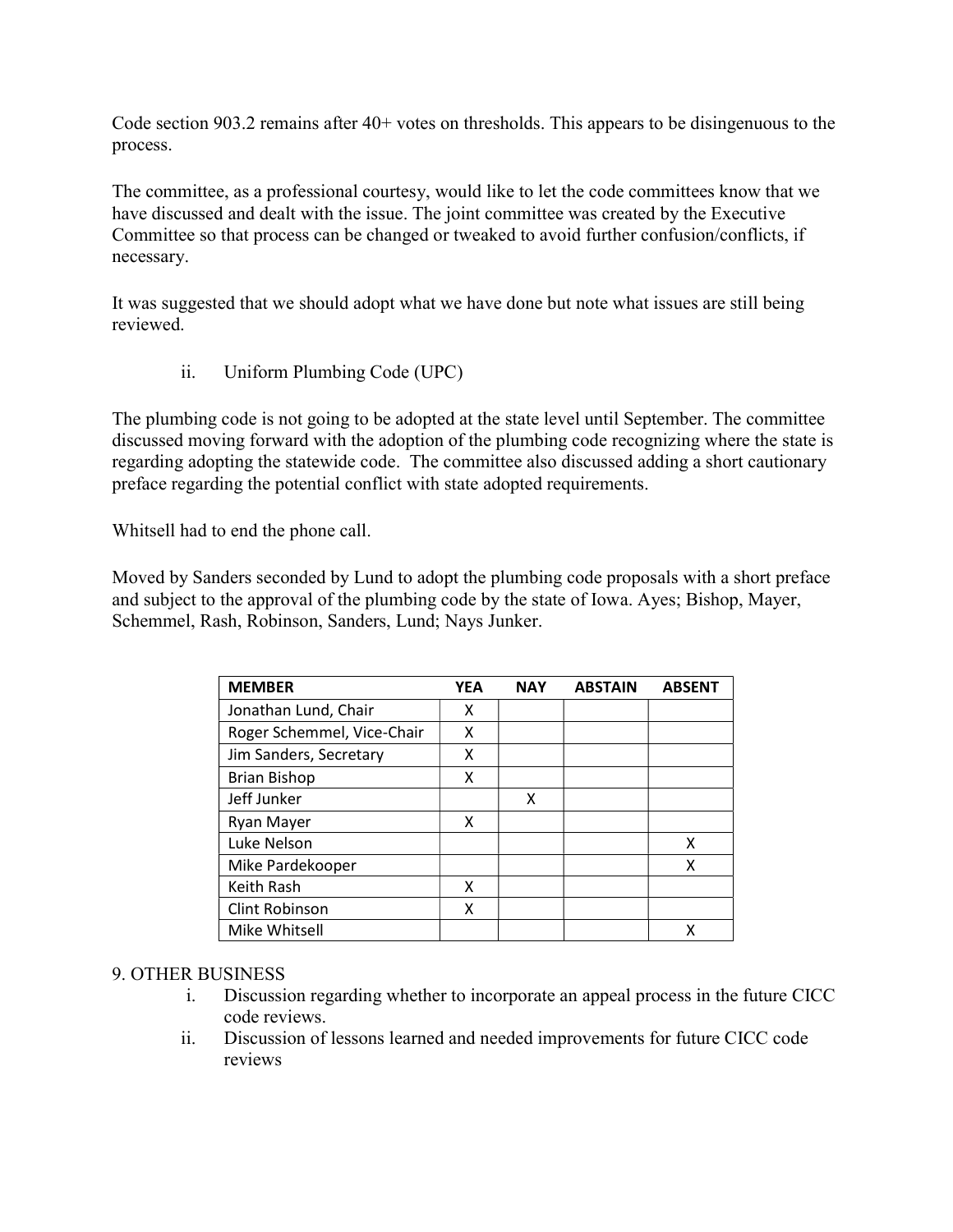Code section 903.2 remains after 40+ votes on thresholds. This appears to be disingenuous to the process.

The committee, as a professional courtesy, would like to let the code committees know that we have discussed and dealt with the issue. The joint committee was created by the Executive Committee so that process can be changed or tweaked to avoid further confusion/conflicts, if necessary.

It was suggested that we should adopt what we have done but note what issues are still being reviewed.

ii. Uniform Plumbing Code (UPC)

The plumbing code is not going to be adopted at the state level until September. The committee discussed moving forward with the adoption of the plumbing code recognizing where the state is regarding adopting the statewide code. The committee also discussed adding a short cautionary preface regarding the potential conflict with state adopted requirements.

Whitsell had to end the phone call.

Moved by Sanders seconded by Lund to adopt the plumbing code proposals with a short preface and subject to the approval of the plumbing code by the state of Iowa. Ayes; Bishop, Mayer, Schemmel, Rash, Robinson, Sanders, Lund; Nays Junker.

| MEMBER | YEA | NAY | ABSTAIN | ABSENT |
|---|---|---|---|---|
| Jonathan Lund, Chair | X | | | |
| Roger Schemmel, Vice-Chair | X | | | |
| Jim Sanders, Secretary | X | | | |
| Brian Bishop | X | | | |
| Jeff Junker | | X | | |
| Ryan Mayer | X | | | |
| Luke Nelson | | | | X |
| Mike Pardekooper | | | | X |
| Keith Rash | X | | | |
| Clint Robinson | X | | | |
| Mike Whitsell | | | | X |

9. OTHER BUSINESS

i. Discussion regarding whether to incorporate an appeal process in the future CICC code reviews.

ii. Discussion of lessons learned and needed improvements for future CICC code reviews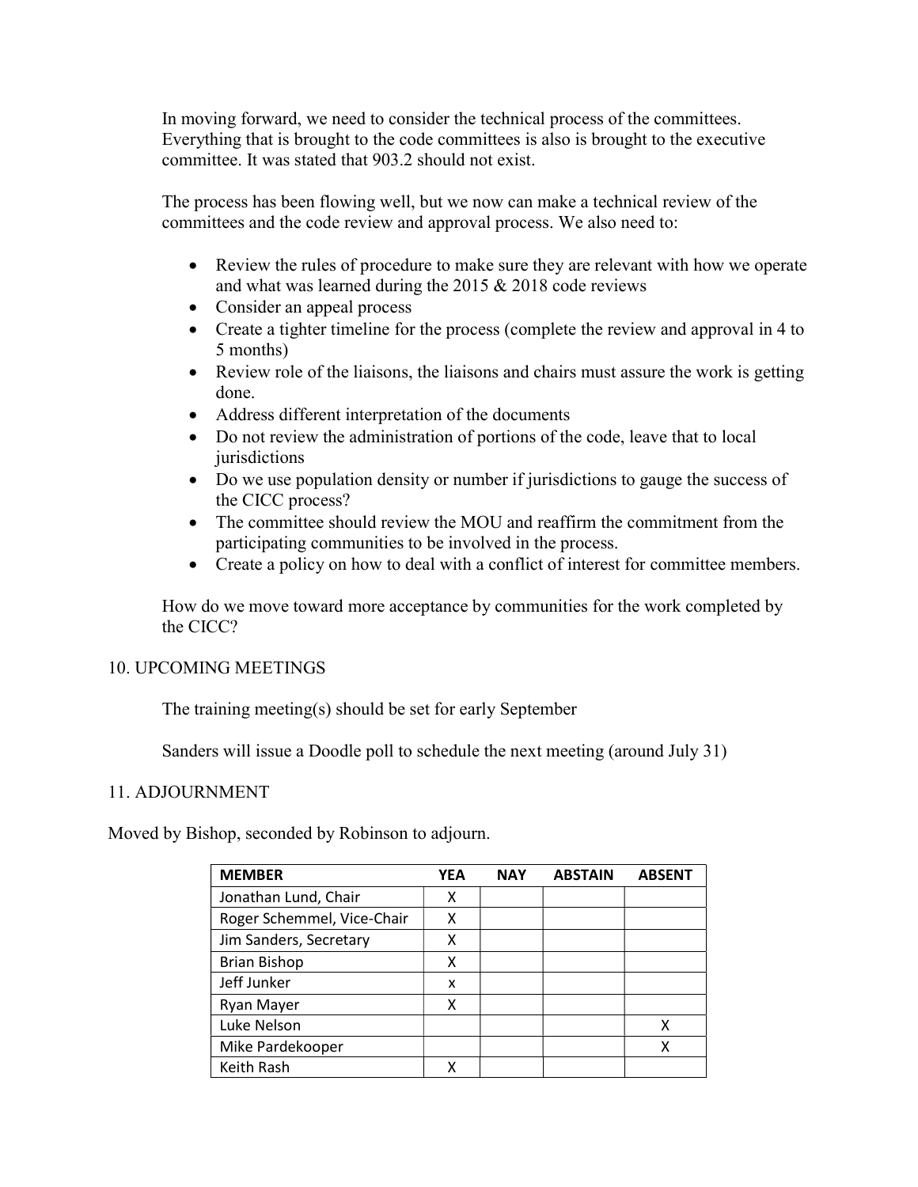In moving forward, we need to consider the technical process of the committees. Everything that is brought to the code committees is also is brought to the executive committee. It was stated that 903.2 should not exist.

The process has been flowing well, but we now can make a technical review of the committees and the code review and approval process. We also need to:

- Review the rules of procedure to make sure they are relevant with how we operate and what was learned during the 2015 & 2018 code reviews
- Consider an appeal process
- Create a tighter timeline for the process (complete the review and approval in 4 to 5 months)
- Review role of the liaisons, the liaisons and chairs must assure the work is getting done.
- Address different interpretation of the documents
- Do not review the administration of portions of the code, leave that to local jurisdictions
- Do we use population density or number if jurisdictions to gauge the success of the CICC process?
- The committee should review the MOU and reaffirm the commitment from the participating communities to be involved in the process.
- Create a policy on how to deal with a conflict of interest for committee members.

How do we move toward more acceptance by communities for the work completed by the CICC?

10. UPCOMING MEETINGS

The training meeting(s) should be set for early September

Sanders will issue a Doodle poll to schedule the next meeting (around July 31)

11. ADJOURNMENT

Moved by Bishop, seconded by Robinson to adjourn.

| MEMBER | YEA | NAY | ABSTAIN | ABSENT |
|---|---|---|---|---|
| Jonathan Lund, Chair | X | | | |
| Roger Schemmel, Vice-Chair | X | | | |
| Jim Sanders, Secretary | X | | | |
| Brian Bishop | X | | | |
| Jeff Junker | x | | | |
| Ryan Mayer | X | | | |
| Luke Nelson | | | | X |
| Mike Pardekooper | | | | X |
| Keith Rash | X | | | |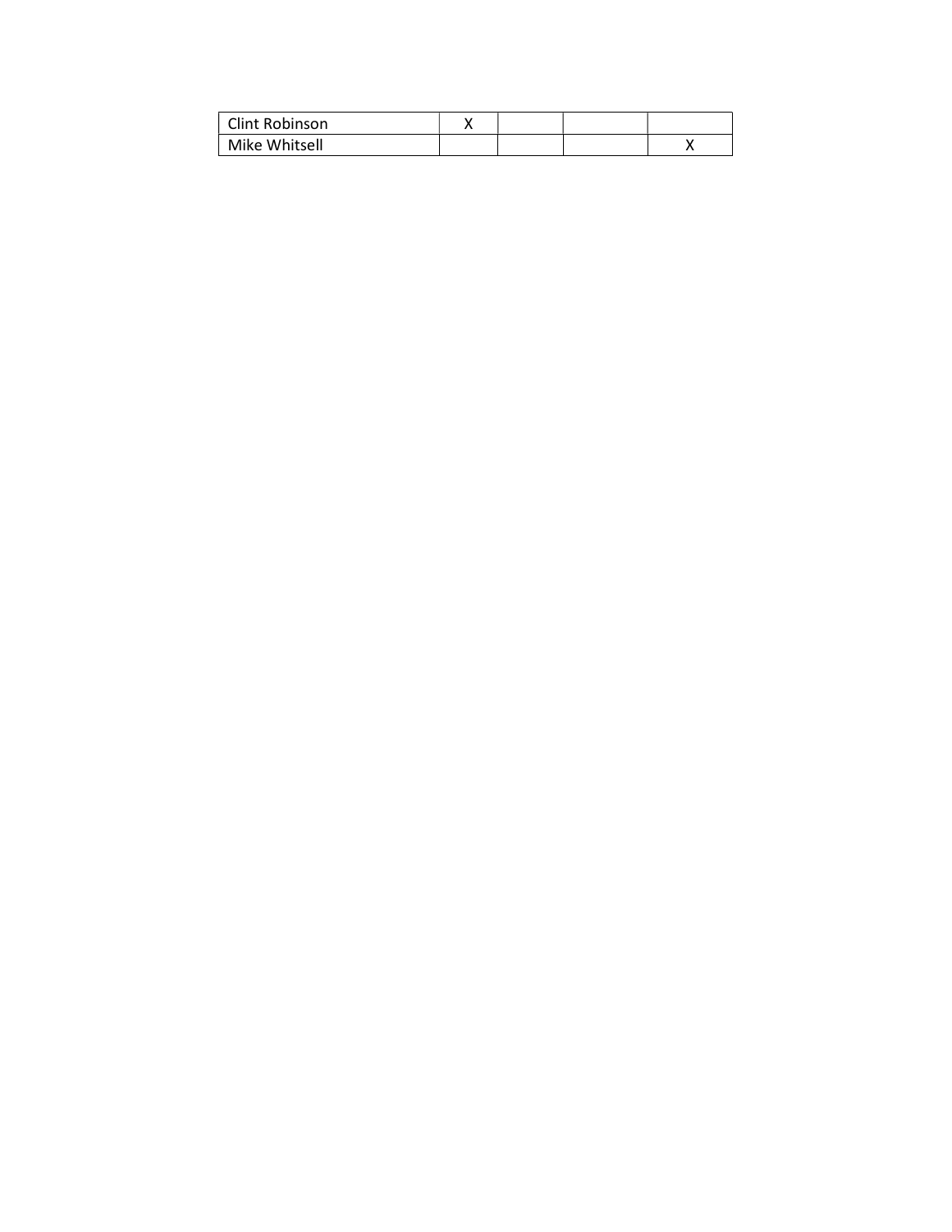| | | | | |
|---|---|---|---|---|
| Clint Robinson | X | | | |
| Mike Whitsell | | | | X |